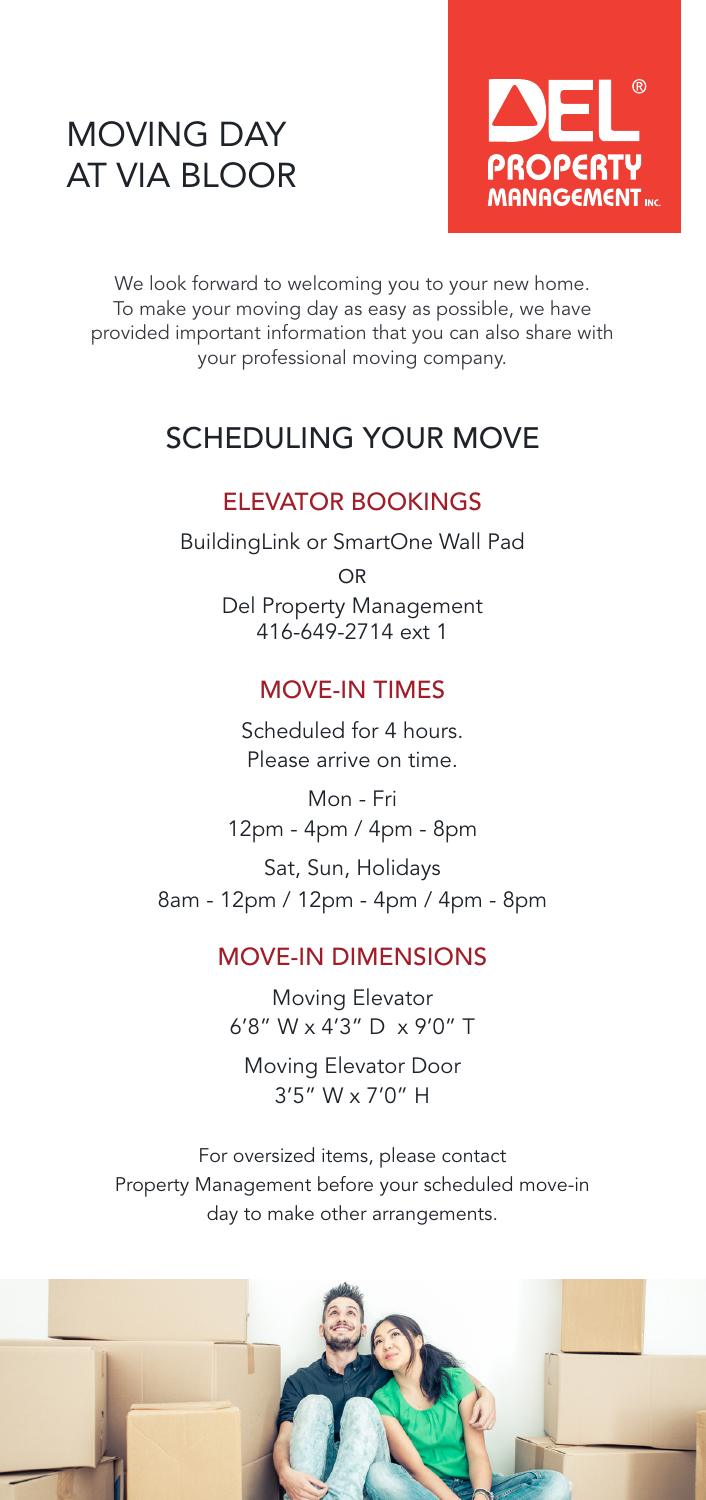# MOVING DAY AT VIA BLOOR

DEL® PROPERTY MANAGEMENT INC.

We look forward to welcoming you to your new home. To make your moving day as easy as possible, we have provided important information that you can also share with your professional moving company.

## SCHEDULING YOUR MOVE

### ELEVATOR BOOKINGS

BuildingLink or SmartOne Wall Pad

OR

Del Property Management
416-649-2714 ext 1

### MOVE-IN TIMES

Scheduled for 4 hours.
Please arrive on time.

Mon - Fri
12pm - 4pm / 4pm - 8pm

Sat, Sun, Holidays
8am - 12pm / 12pm - 4pm / 4pm - 8pm

### MOVE-IN DIMENSIONS

Moving Elevator
6'8" W x 4'3" D x 9'0" T

Moving Elevator Door
3'5" W x 7'0" H

For oversized items, please contact Property Management before your scheduled move-in day to make other arrangements.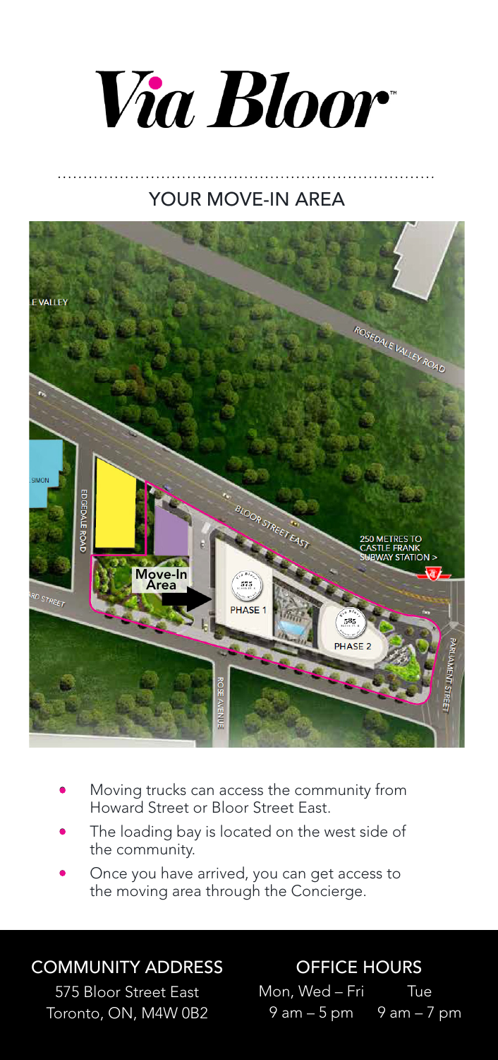# Via Bloor™

## YOUR MOVE-IN AREA

E VALLEY

ROSEDALE VALLEY ROAD

SIMON

EDGEDALE ROAD

BLOOR STREET EAST

250 METRES TO CASTLE FRANK SUBWAY STATION >

Move-In Area

575

PHASE 1

585

PHASE 2

RD STREET

ROSE AVENUE

PARLIAMENT STREET

- Moving trucks can access the community from Howard Street or Bloor Street East.
- The loading bay is located on the west side of the community.
- Once you have arrived, you can get access to the moving area through the Concierge.

### COMMUNITY ADDRESS

575 Bloor Street East
Toronto, ON, M4W 0B2

### OFFICE HOURS

| Mon, Wed – Fri | Tue |
| --- | --- |
| 9 am – 5 pm | 9 am – 7 pm |